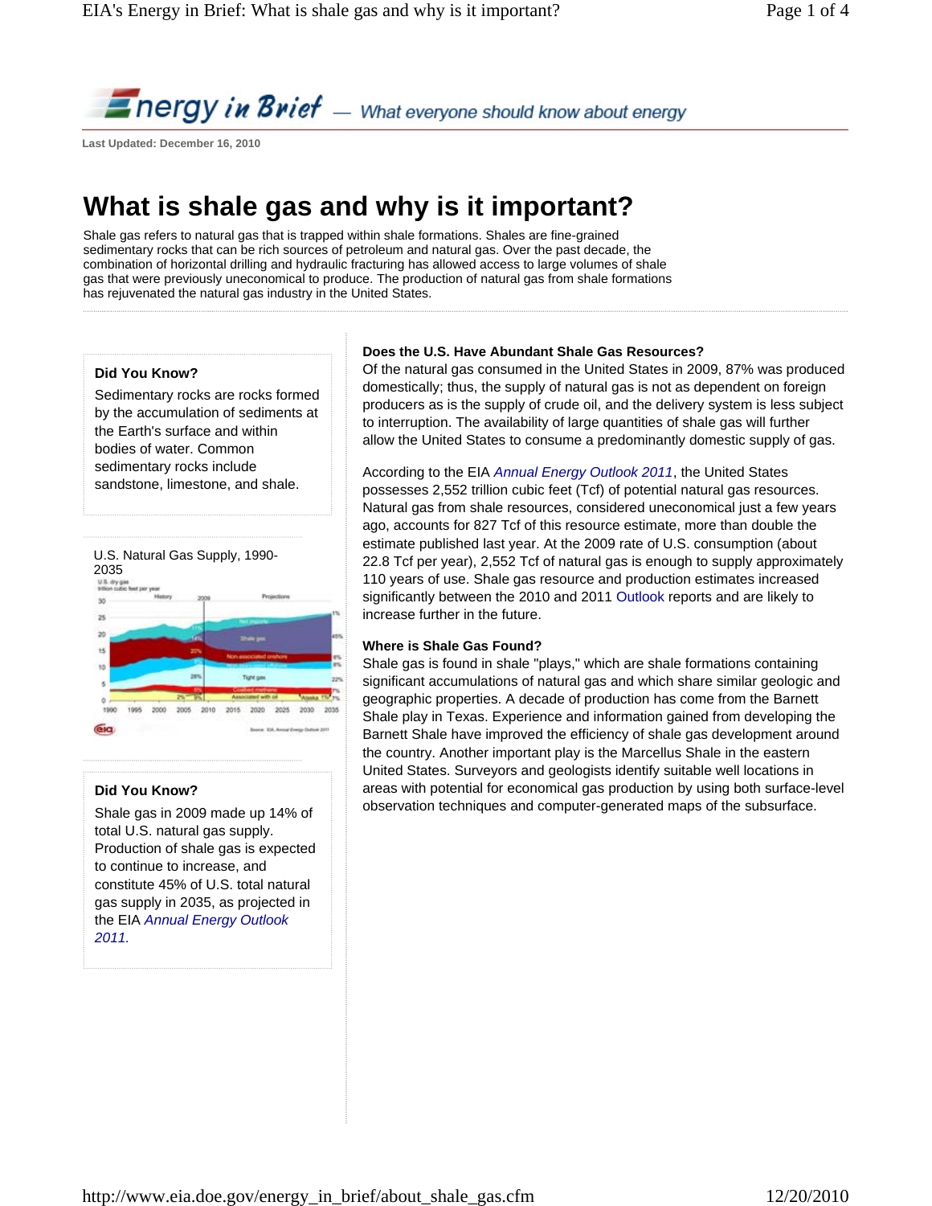Energy in Brief — What everyone should know about energy

Last Updated: December 16, 2010

# What is shale gas and why is it important?

Shale gas refers to natural gas that is trapped within shale formations. Shales are fine-grained sedimentary rocks that can be rich sources of petroleum and natural gas. Over the past decade, the combination of horizontal drilling and hydraulic fracturing has allowed access to large volumes of shale gas that were previously uneconomical to produce. The production of natural gas from shale formations has rejuvenated the natural gas industry in the United States.

**Did You Know?**

Sedimentary rocks are rocks formed by the accumulation of sediments at the Earth's surface and within bodies of water. Common sedimentary rocks include sandstone, limestone, and shale.

U.S. Natural Gas Supply, 1990-2035

**Did You Know?**

Shale gas in 2009 made up 14% of total U.S. natural gas supply. Production of shale gas is expected to continue to increase, and constitute 45% of U.S. total natural gas supply in 2035, as projected in the EIA *Annual Energy Outlook 2011.*

### Does the U.S. Have Abundant Shale Gas Resources?

Of the natural gas consumed in the United States in 2009, 87% was produced domestically; thus, the supply of natural gas is not as dependent on foreign producers as is the supply of crude oil, and the delivery system is less subject to interruption. The availability of large quantities of shale gas will further allow the United States to consume a predominantly domestic supply of gas.

According to the EIA *Annual Energy Outlook 2011*, the United States possesses 2,552 trillion cubic feet (Tcf) of potential natural gas resources. Natural gas from shale resources, considered uneconomical just a few years ago, accounts for 827 Tcf of this resource estimate, more than double the estimate published last year. At the 2009 rate of U.S. consumption (about 22.8 Tcf per year), 2,552 Tcf of natural gas is enough to supply approximately 110 years of use. Shale gas resource and production estimates increased significantly between the 2010 and 2011 Outlook reports and are likely to increase further in the future.

### Where is Shale Gas Found?

Shale gas is found in shale "plays," which are shale formations containing significant accumulations of natural gas and which share similar geologic and geographic properties. A decade of production has come from the Barnett Shale play in Texas. Experience and information gained from developing the Barnett Shale have improved the efficiency of shale gas development around the country. Another important play is the Marcellus Shale in the eastern United States. Surveyors and geologists identify suitable well locations in areas with potential for economical gas production by using both surface-level observation techniques and computer-generated maps of the subsurface.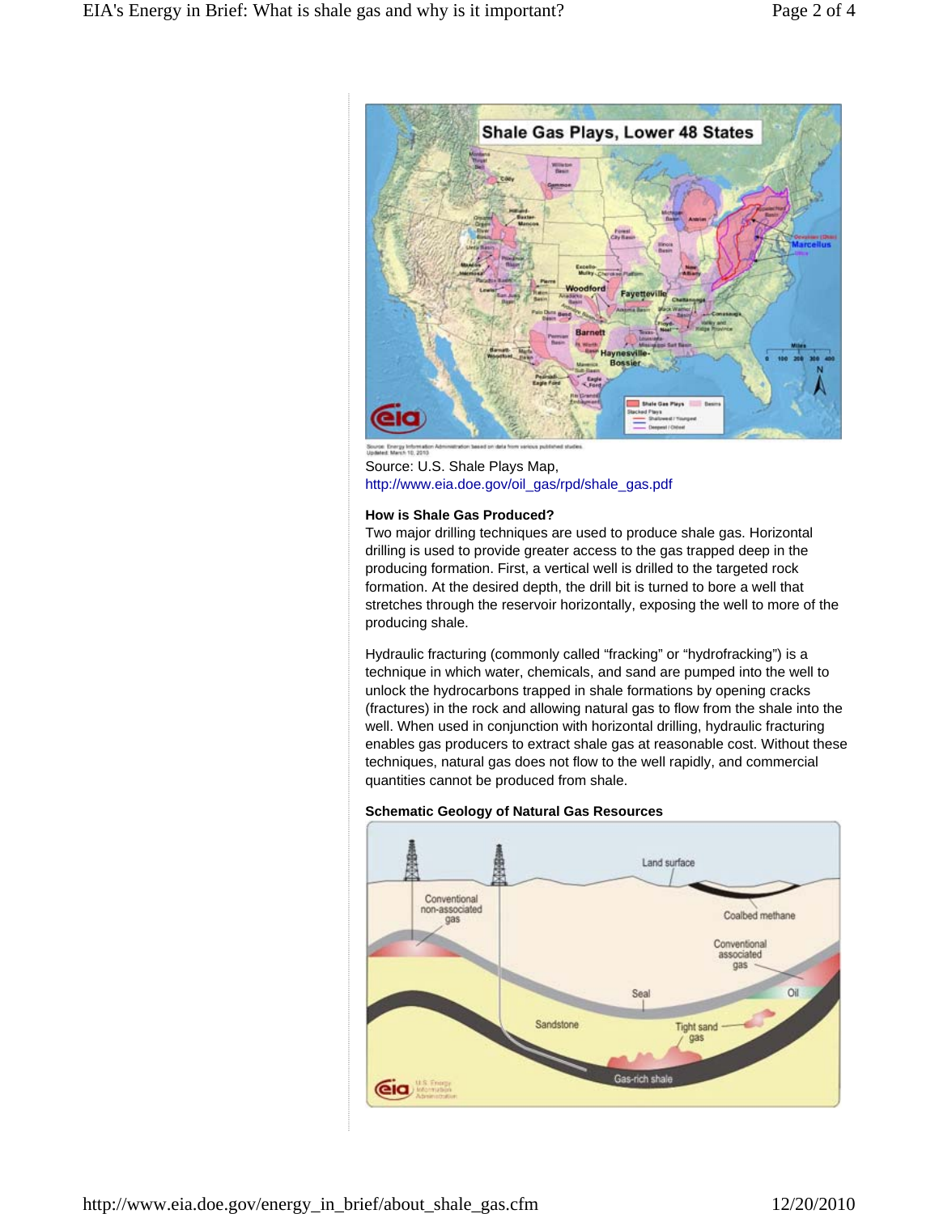Source: U.S. Shale Plays Map,
http://www.eia.doe.gov/oil_gas/rpd/shale_gas.pdf

**How is Shale Gas Produced?**

Two major drilling techniques are used to produce shale gas. Horizontal drilling is used to provide greater access to the gas trapped deep in the producing formation. First, a vertical well is drilled to the targeted rock formation. At the desired depth, the drill bit is turned to bore a well that stretches through the reservoir horizontally, exposing the well to more of the producing shale.

Hydraulic fracturing (commonly called "fracking" or "hydrofracking") is a technique in which water, chemicals, and sand are pumped into the well to unlock the hydrocarbons trapped in shale formations by opening cracks (fractures) in the rock and allowing natural gas to flow from the shale into the well. When used in conjunction with horizontal drilling, hydraulic fracturing enables gas producers to extract shale gas at reasonable cost. Without these techniques, natural gas does not flow to the well rapidly, and commercial quantities cannot be produced from shale.

**Schematic Geology of Natural Gas Resources**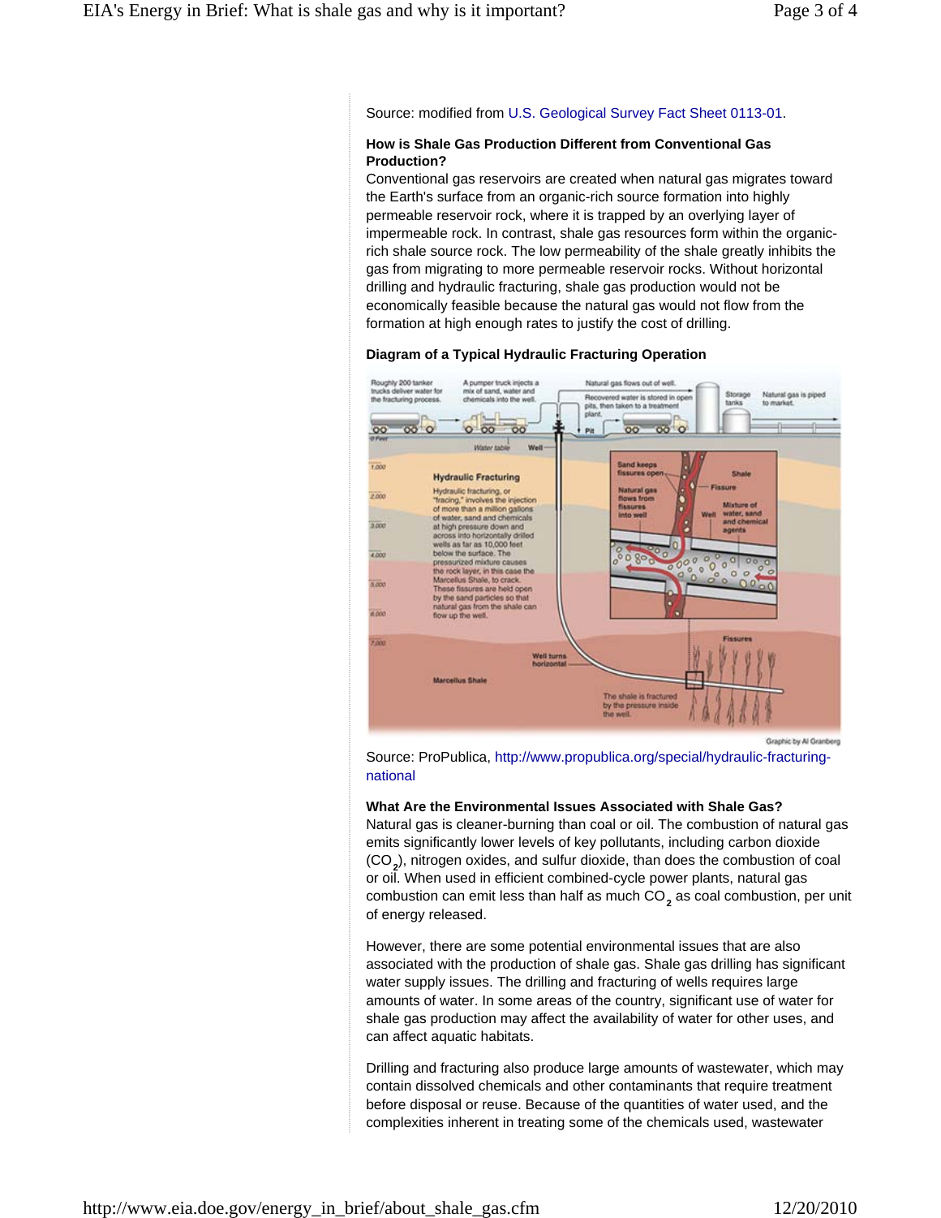Source: modified from U.S. Geological Survey Fact Sheet 0113-01.

**How is Shale Gas Production Different from Conventional Gas Production?**

Conventional gas reservoirs are created when natural gas migrates toward the Earth's surface from an organic-rich source formation into highly permeable reservoir rock, where it is trapped by an overlying layer of impermeable rock. In contrast, shale gas resources form within the organic-rich shale source rock. The low permeability of the shale greatly inhibits the gas from migrating to more permeable reservoir rocks. Without horizontal drilling and hydraulic fracturing, shale gas production would not be economically feasible because the natural gas would not flow from the formation at high enough rates to justify the cost of drilling.

**Diagram of a Typical Hydraulic Fracturing Operation**

Source: ProPublica, http://www.propublica.org/special/hydraulic-fracturing-national

**What Are the Environmental Issues Associated with Shale Gas?**

Natural gas is cleaner-burning than coal or oil. The combustion of natural gas emits significantly lower levels of key pollutants, including carbon dioxide ($CO_2$), nitrogen oxides, and sulfur dioxide, than does the combustion of coal or oil. When used in efficient combined-cycle power plants, natural gas combustion can emit less than half as much $CO_2$ as coal combustion, per unit of energy released.

However, there are some potential environmental issues that are also associated with the production of shale gas. Shale gas drilling has significant water supply issues. The drilling and fracturing of wells requires large amounts of water. In some areas of the country, significant use of water for shale gas production may affect the availability of water for other uses, and can affect aquatic habitats.

Drilling and fracturing also produce large amounts of wastewater, which may contain dissolved chemicals and other contaminants that require treatment before disposal or reuse. Because of the quantities of water used, and the complexities inherent in treating some of the chemicals used, wastewater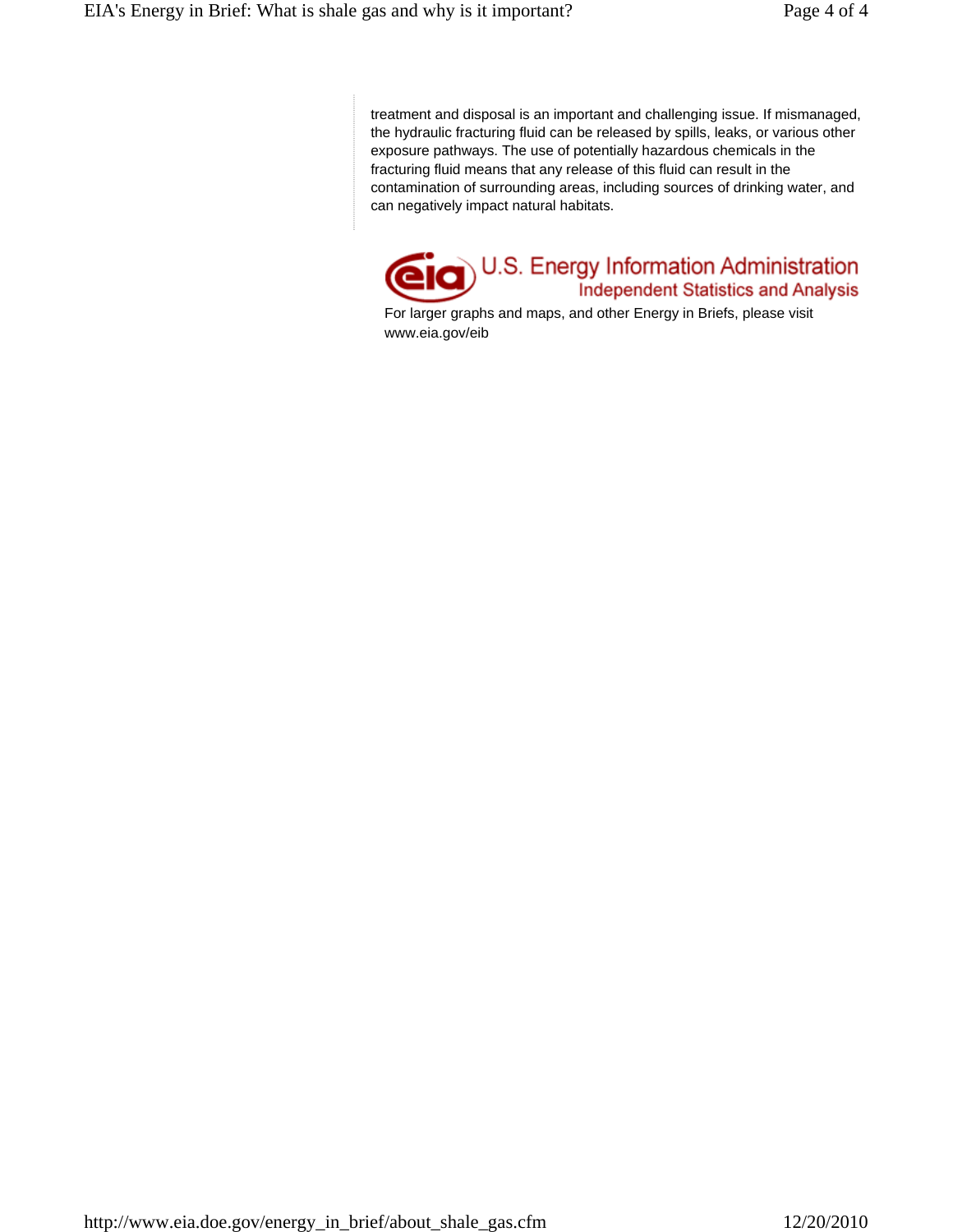treatment and disposal is an important and challenging issue. If mismanaged, the hydraulic fracturing fluid can be released by spills, leaks, or various other exposure pathways. The use of potentially hazardous chemicals in the fracturing fluid means that any release of this fluid can result in the contamination of surrounding areas, including sources of drinking water, and can negatively impact natural habitats.

eia U.S. Energy Information Administration
Independent Statistics and Analysis

For larger graphs and maps, and other Energy in Briefs, please visit www.eia.gov/eib